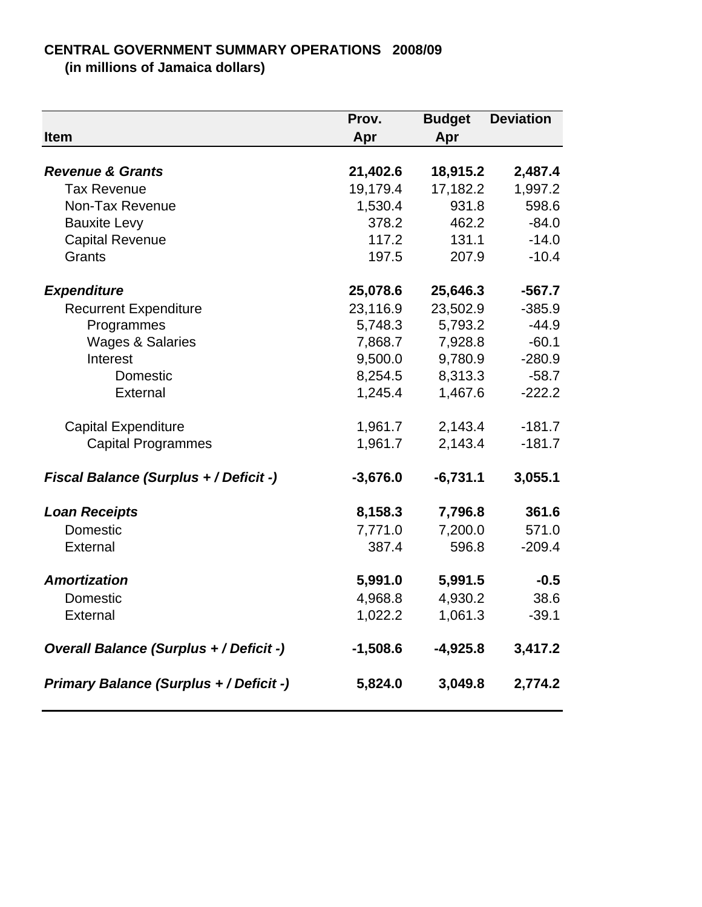**CENTRAL GOVERNMENT SUMMARY OPERATIONS 2008/09**
**(in millions of Jamaica dollars)**

| Item | Prov. Apr | Budget Apr | Deviation |
|---|---|---|---|
| ***Revenue & Grants*** | **21,402.6** | **18,915.2** | **2,487.4** |
| Tax Revenue | 19,179.4 | 17,182.2 | 1,997.2 |
| Non-Tax Revenue | 1,530.4 | 931.8 | 598.6 |
| Bauxite Levy | 378.2 | 462.2 | -84.0 |
| Capital Revenue | 117.2 | 131.1 | -14.0 |
| Grants | 197.5 | 207.9 | -10.4 |
| ***Expenditure*** | **25,078.6** | **25,646.3** | **-567.7** |
| Recurrent Expenditure | 23,116.9 | 23,502.9 | -385.9 |
| Programmes | 5,748.3 | 5,793.2 | -44.9 |
| Wages & Salaries | 7,868.7 | 7,928.8 | -60.1 |
| Interest | 9,500.0 | 9,780.9 | -280.9 |
| Domestic | 8,254.5 | 8,313.3 | -58.7 |
| External | 1,245.4 | 1,467.6 | -222.2 |
| Capital Expenditure | 1,961.7 | 2,143.4 | -181.7 |
| Capital Programmes | 1,961.7 | 2,143.4 | -181.7 |
| ***Fiscal Balance (Surplus + / Deficit -)*** | **-3,676.0** | **-6,731.1** | **3,055.1** |
| ***Loan Receipts*** | **8,158.3** | **7,796.8** | **361.6** |
| Domestic | 7,771.0 | 7,200.0 | 571.0 |
| External | 387.4 | 596.8 | -209.4 |
| ***Amortization*** | **5,991.0** | **5,991.5** | **-0.5** |
| Domestic | 4,968.8 | 4,930.2 | 38.6 |
| External | 1,022.2 | 1,061.3 | -39.1 |
| ***Overall Balance (Surplus + / Deficit -)*** | **-1,508.6** | **-4,925.8** | **3,417.2** |
| ***Primary Balance (Surplus + / Deficit -)*** | **5,824.0** | **3,049.8** | **2,774.2** |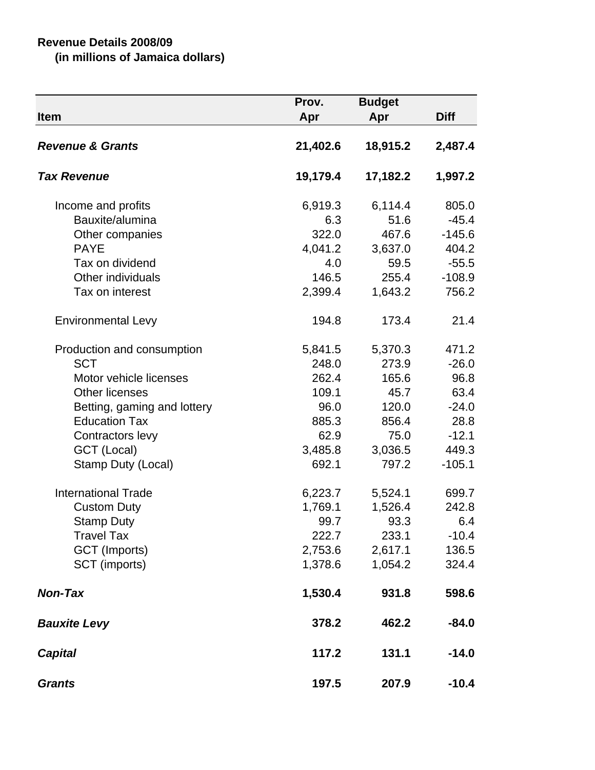**Revenue Details 2008/09**

**(in millions of Jamaica dollars)**

| Item | Prov. Apr | Budget Apr | Diff |
|---|---|---|---|
| ***Revenue & Grants*** | **21,402.6** | **18,915.2** | **2,487.4** |
| ***Tax Revenue*** | **19,179.4** | **17,182.2** | **1,997.2** |
| Income and profits | 6,919.3 | 6,114.4 | 805.0 |
| Bauxite/alumina | 6.3 | 51.6 | -45.4 |
| Other companies | 322.0 | 467.6 | -145.6 |
| PAYE | 4,041.2 | 3,637.0 | 404.2 |
| Tax on dividend | 4.0 | 59.5 | -55.5 |
| Other individuals | 146.5 | 255.4 | -108.9 |
| Tax on interest | 2,399.4 | 1,643.2 | 756.2 |
| Environmental Levy | 194.8 | 173.4 | 21.4 |
| Production and consumption | 5,841.5 | 5,370.3 | 471.2 |
| SCT | 248.0 | 273.9 | -26.0 |
| Motor vehicle licenses | 262.4 | 165.6 | 96.8 |
| Other licenses | 109.1 | 45.7 | 63.4 |
| Betting, gaming and lottery | 96.0 | 120.0 | -24.0 |
| Education Tax | 885.3 | 856.4 | 28.8 |
| Contractors levy | 62.9 | 75.0 | -12.1 |
| GCT (Local) | 3,485.8 | 3,036.5 | 449.3 |
| Stamp Duty (Local) | 692.1 | 797.2 | -105.1 |
| International Trade | 6,223.7 | 5,524.1 | 699.7 |
| Custom Duty | 1,769.1 | 1,526.4 | 242.8 |
| Stamp Duty | 99.7 | 93.3 | 6.4 |
| Travel Tax | 222.7 | 233.1 | -10.4 |
| GCT (Imports) | 2,753.6 | 2,617.1 | 136.5 |
| SCT (imports) | 1,378.6 | 1,054.2 | 324.4 |
| ***Non-Tax*** | **1,530.4** | **931.8** | **598.6** |
| ***Bauxite Levy*** | **378.2** | **462.2** | **-84.0** |
| ***Capital*** | **117.2** | **131.1** | **-14.0** |
| ***Grants*** | **197.5** | **207.9** | **-10.4** |